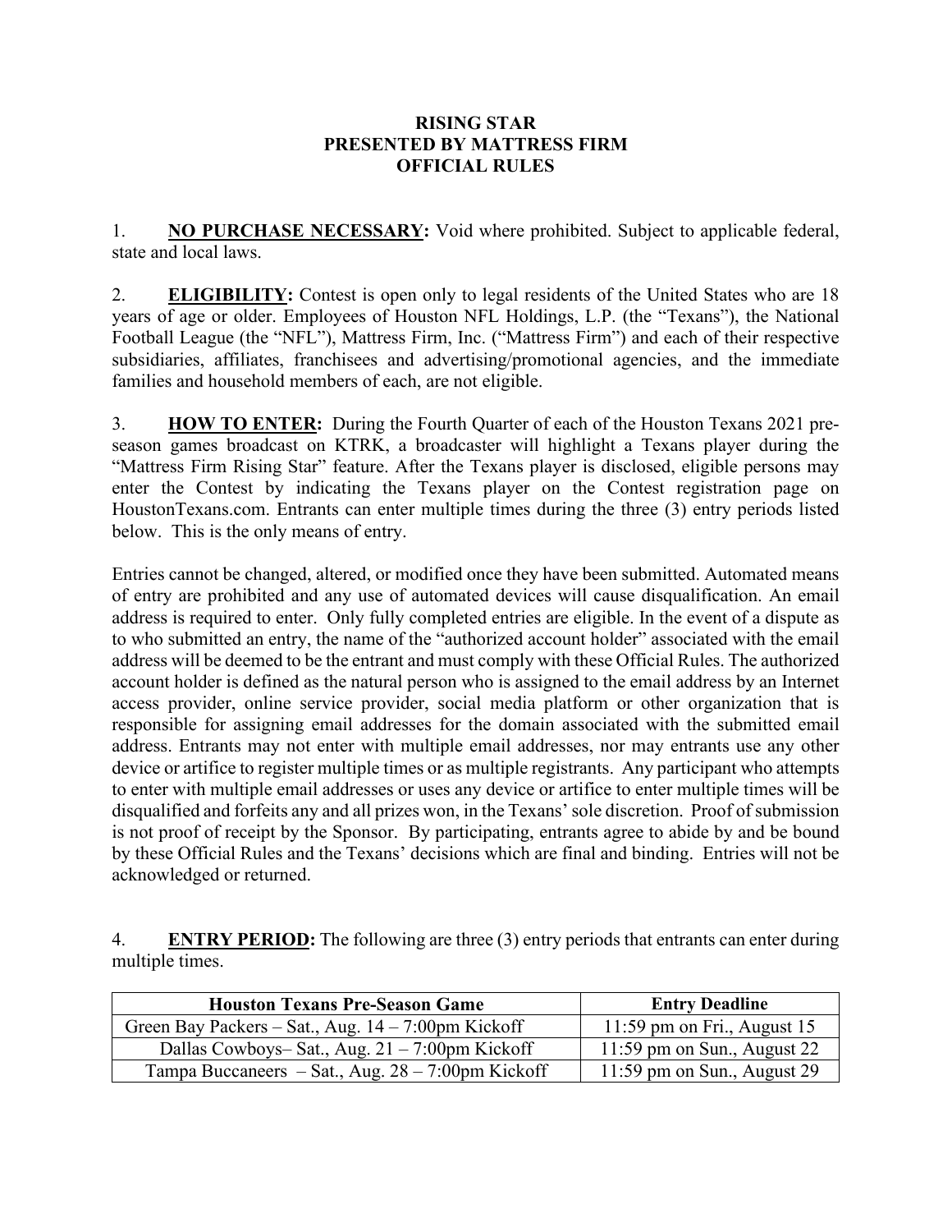# RISING STAR
# PRESENTED BY MATTRESS FIRM
# OFFICIAL RULES

1. **NO PURCHASE NECESSARY:** Void where prohibited. Subject to applicable federal, state and local laws.

2. **ELIGIBILITY:** Contest is open only to legal residents of the United States who are 18 years of age or older. Employees of Houston NFL Holdings, L.P. (the "Texans"), the National Football League (the "NFL"), Mattress Firm, Inc. ("Mattress Firm") and each of their respective subsidiaries, affiliates, franchisees and advertising/promotional agencies, and the immediate families and household members of each, are not eligible.

3. **HOW TO ENTER:** During the Fourth Quarter of each of the Houston Texans 2021 pre-season games broadcast on KTRK, a broadcaster will highlight a Texans player during the "Mattress Firm Rising Star" feature. After the Texans player is disclosed, eligible persons may enter the Contest by indicating the Texans player on the Contest registration page on HoustonTexans.com. Entrants can enter multiple times during the three (3) entry periods listed below. This is the only means of entry.

Entries cannot be changed, altered, or modified once they have been submitted. Automated means of entry are prohibited and any use of automated devices will cause disqualification. An email address is required to enter. Only fully completed entries are eligible. In the event of a dispute as to who submitted an entry, the name of the "authorized account holder" associated with the email address will be deemed to be the entrant and must comply with these Official Rules. The authorized account holder is defined as the natural person who is assigned to the email address by an Internet access provider, online service provider, social media platform or other organization that is responsible for assigning email addresses for the domain associated with the submitted email address. Entrants may not enter with multiple email addresses, nor may entrants use any other device or artifice to register multiple times or as multiple registrants. Any participant who attempts to enter with multiple email addresses or uses any device or artifice to enter multiple times will be disqualified and forfeits any and all prizes won, in the Texans' sole discretion. Proof of submission is not proof of receipt by the Sponsor. By participating, entrants agree to abide by and be bound by these Official Rules and the Texans' decisions which are final and binding. Entries will not be acknowledged or returned.

4. **ENTRY PERIOD:** The following are three (3) entry periods that entrants can enter during multiple times.

| Houston Texans Pre-Season Game | Entry Deadline |
|---|---|
| Green Bay Packers – Sat., Aug. 14 – 7:00pm Kickoff | 11:59 pm on Fri., August 15 |
| Dallas Cowboys– Sat., Aug. 21 – 7:00pm Kickoff | 11:59 pm on Sun., August 22 |
| Tampa Buccaneers – Sat., Aug. 28 – 7:00pm Kickoff | 11:59 pm on Sun., August 29 |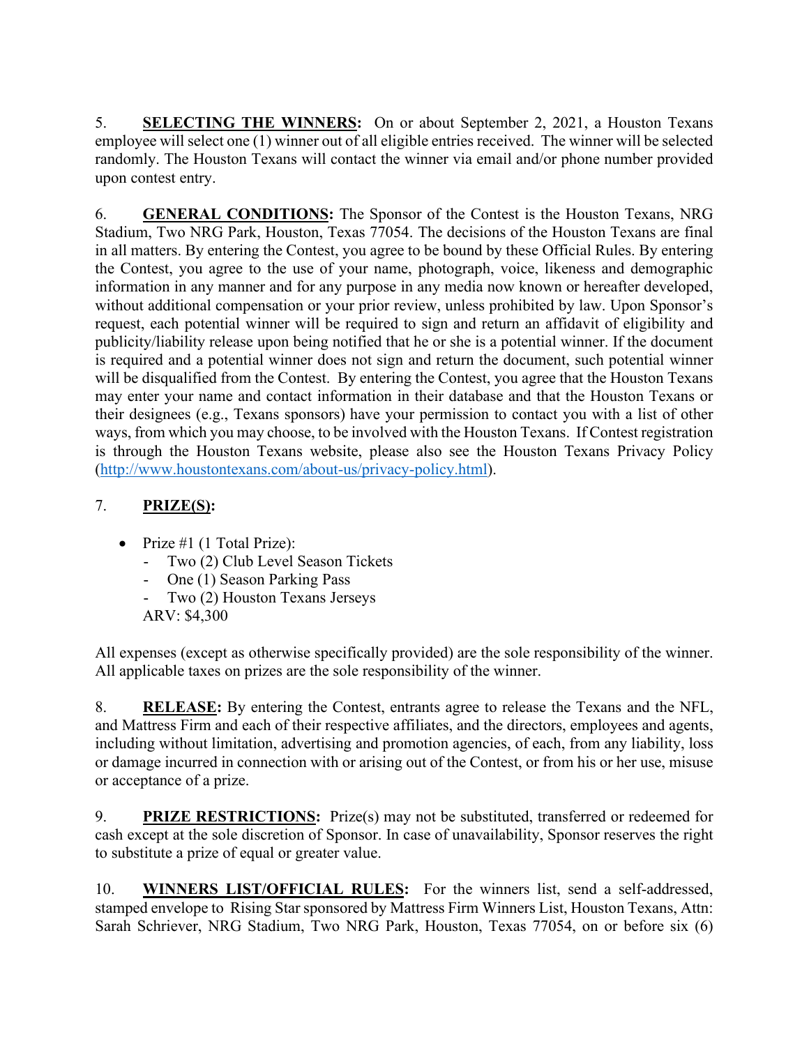5. **SELECTING THE WINNERS:** On or about September 2, 2021, a Houston Texans employee will select one (1) winner out of all eligible entries received. The winner will be selected randomly. The Houston Texans will contact the winner via email and/or phone number provided upon contest entry.

6. **GENERAL CONDITIONS:** The Sponsor of the Contest is the Houston Texans, NRG Stadium, Two NRG Park, Houston, Texas 77054. The decisions of the Houston Texans are final in all matters. By entering the Contest, you agree to be bound by these Official Rules. By entering the Contest, you agree to the use of your name, photograph, voice, likeness and demographic information in any manner and for any purpose in any media now known or hereafter developed, without additional compensation or your prior review, unless prohibited by law. Upon Sponsor's request, each potential winner will be required to sign and return an affidavit of eligibility and publicity/liability release upon being notified that he or she is a potential winner. If the document is required and a potential winner does not sign and return the document, such potential winner will be disqualified from the Contest. By entering the Contest, you agree that the Houston Texans may enter your name and contact information in their database and that the Houston Texans or their designees (e.g., Texans sponsors) have your permission to contact you with a list of other ways, from which you may choose, to be involved with the Houston Texans. If Contest registration is through the Houston Texans website, please also see the Houston Texans Privacy Policy (http://www.houstontexans.com/about-us/privacy-policy.html).

7. **PRIZE(S):**

- Prize #1 (1 Total Prize):
  - Two (2) Club Level Season Tickets
  - One (1) Season Parking Pass
  - Two (2) Houston Texans Jerseys

  ARV: $4,300

All expenses (except as otherwise specifically provided) are the sole responsibility of the winner. All applicable taxes on prizes are the sole responsibility of the winner.

8. **RELEASE:** By entering the Contest, entrants agree to release the Texans and the NFL, and Mattress Firm and each of their respective affiliates, and the directors, employees and agents, including without limitation, advertising and promotion agencies, of each, from any liability, loss or damage incurred in connection with or arising out of the Contest, or from his or her use, misuse or acceptance of a prize.

9. **PRIZE RESTRICTIONS:** Prize(s) may not be substituted, transferred or redeemed for cash except at the sole discretion of Sponsor. In case of unavailability, Sponsor reserves the right to substitute a prize of equal or greater value.

10. **WINNERS LIST/OFFICIAL RULES:** For the winners list, send a self-addressed, stamped envelope to Rising Star sponsored by Mattress Firm Winners List, Houston Texans, Attn: Sarah Schriever, NRG Stadium, Two NRG Park, Houston, Texas 77054, on or before six (6)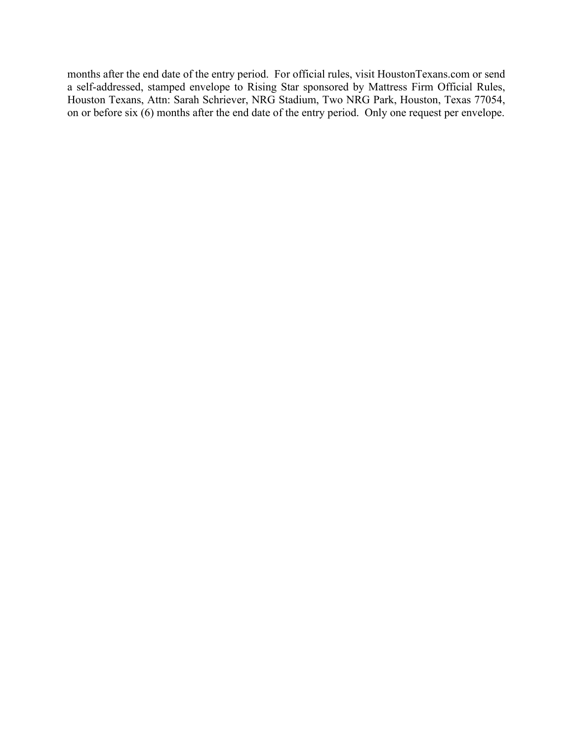months after the end date of the entry period. For official rules, visit HoustonTexans.com or send a self-addressed, stamped envelope to Rising Star sponsored by Mattress Firm Official Rules, Houston Texans, Attn: Sarah Schriever, NRG Stadium, Two NRG Park, Houston, Texas 77054, on or before six (6) months after the end date of the entry period. Only one request per envelope.